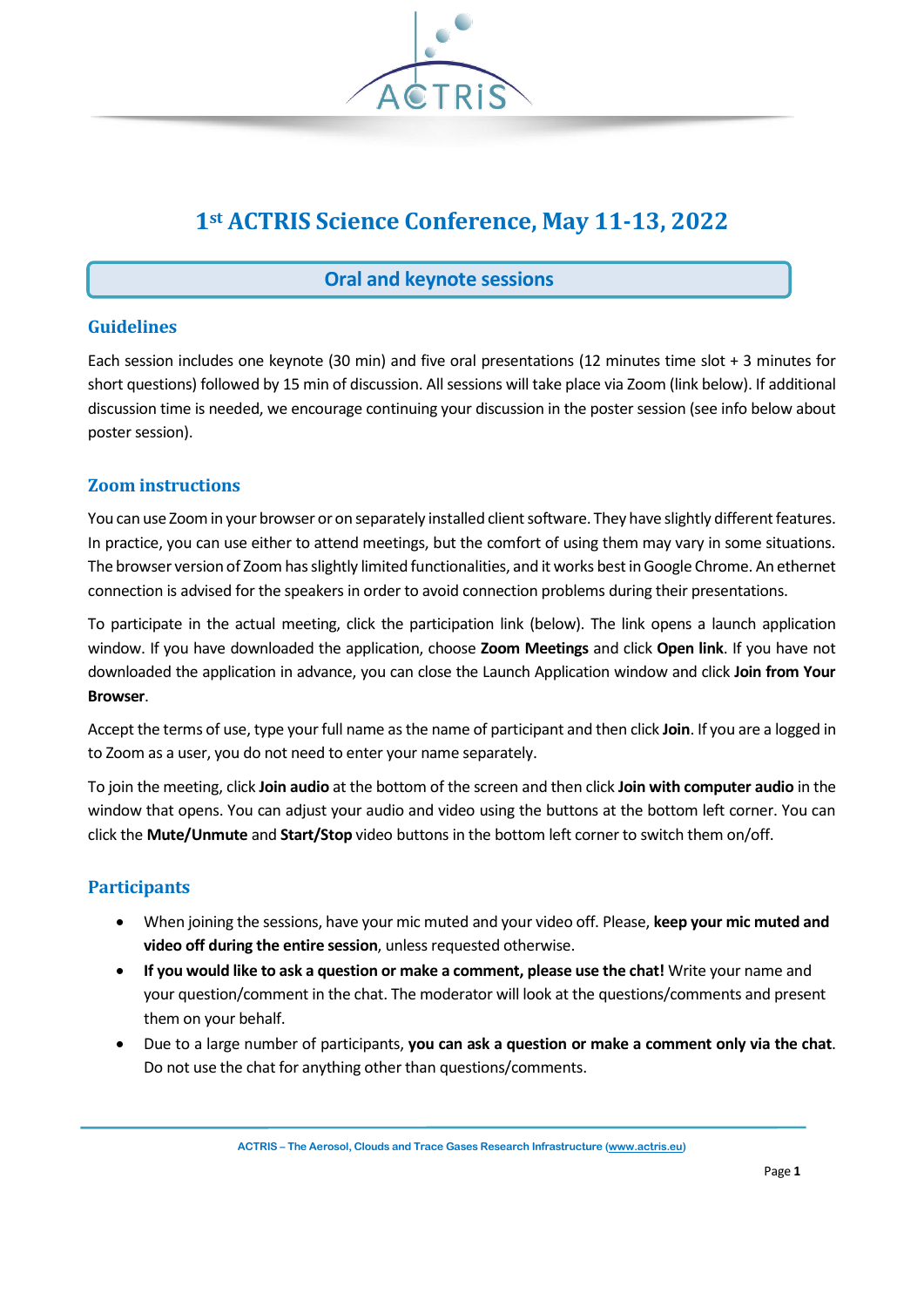# 1st ACTRIS Science Conference, May 11-13, 2022

## Oral and keynote sessions

### Guidelines

Each session includes one keynote (30 min) and five oral presentations (12 minutes time slot + 3 minutes for short questions) followed by 15 min of discussion. All sessions will take place via Zoom (link below). If additional discussion time is needed, we encourage continuing your discussion in the poster session (see info below about poster session).

### Zoom instructions

You can use Zoom in your browser or on separately installed client software. They have slightly different features. In practice, you can use either to attend meetings, but the comfort of using them may vary in some situations. The browser version of Zoom has slightly limited functionalities, and it works best in Google Chrome. An ethernet connection is advised for the speakers in order to avoid connection problems during their presentations.

To participate in the actual meeting, click the participation link (below). The link opens a launch application window. If you have downloaded the application, choose **Zoom Meetings** and click **Open link**. If you have not downloaded the application in advance, you can close the Launch Application window and click **Join from Your Browser**.

Accept the terms of use, type your full name as the name of participant and then click **Join**. If you are a logged in to Zoom as a user, you do not need to enter your name separately.

To join the meeting, click **Join audio** at the bottom of the screen and then click **Join with computer audio** in the window that opens. You can adjust your audio and video using the buttons at the bottom left corner. You can click the **Mute/Unmute** and **Start/Stop** video buttons in the bottom left corner to switch them on/off.

### Participants

- When joining the sessions, have your mic muted and your video off. Please, **keep your mic muted and video off during the entire session**, unless requested otherwise.
- **If you would like to ask a question or make a comment, please use the chat!** Write your name and your question/comment in the chat. The moderator will look at the questions/comments and present them on your behalf.
- Due to a large number of participants, **you can ask a question or make a comment only via the chat**. Do not use the chat for anything other than questions/comments.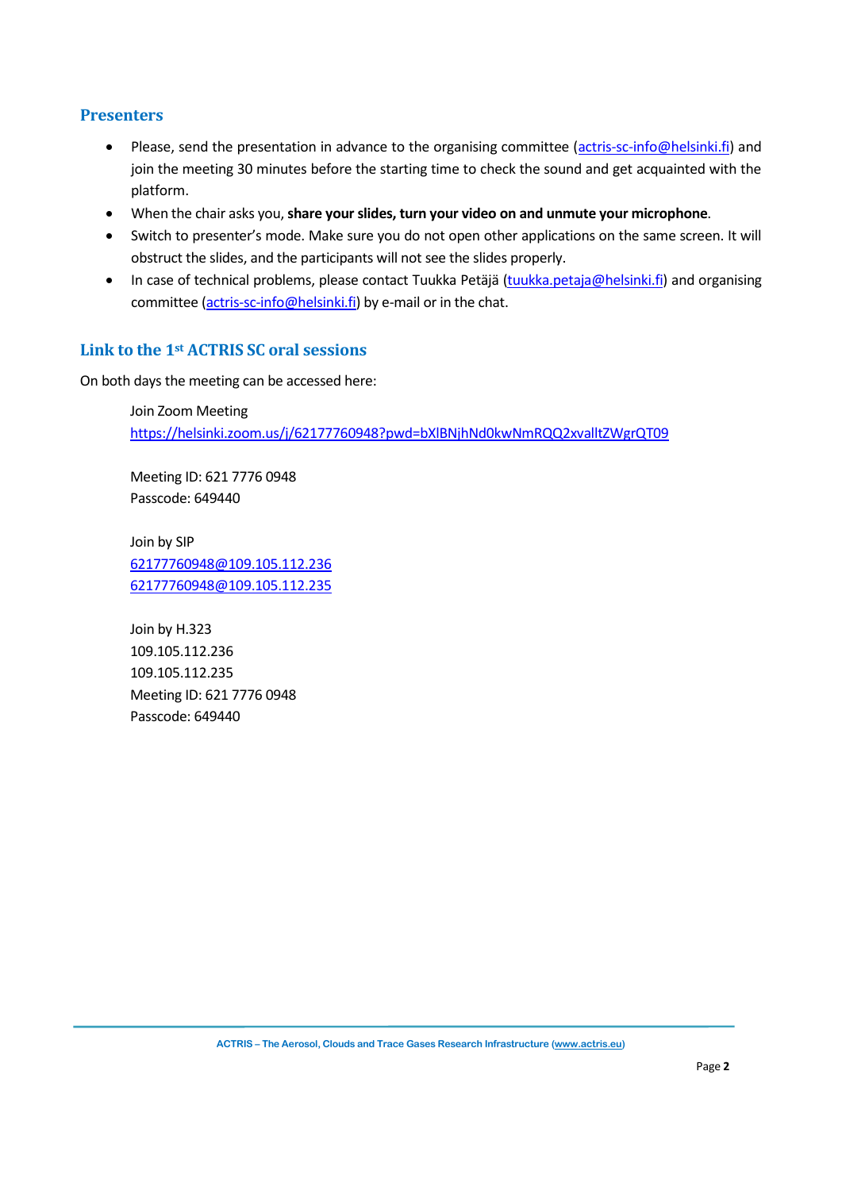## Presenters

- Please, send the presentation in advance to the organising committee (actris-sc-info@helsinki.fi) and join the meeting 30 minutes before the starting time to check the sound and get acquainted with the platform.
- When the chair asks you, **share your slides, turn your video on and unmute your microphone**.
- Switch to presenter's mode. Make sure you do not open other applications on the same screen. It will obstruct the slides, and the participants will not see the slides properly.
- In case of technical problems, please contact Tuukka Petäjä (tuukka.petaja@helsinki.fi) and organising committee (actris-sc-info@helsinki.fi) by e-mail or in the chat.

## Link to the 1st ACTRIS SC oral sessions

On both days the meeting can be accessed here:

Join Zoom Meeting
https://helsinki.zoom.us/j/62177760948?pwd=bXlBNjhNd0kwNmRQQ2xvalltZWgrQT09

Meeting ID: 621 7776 0948
Passcode: 649440

Join by SIP
62177760948@109.105.112.236
62177760948@109.105.112.235

Join by H.323
109.105.112.236
109.105.112.235
Meeting ID: 621 7776 0948
Passcode: 649440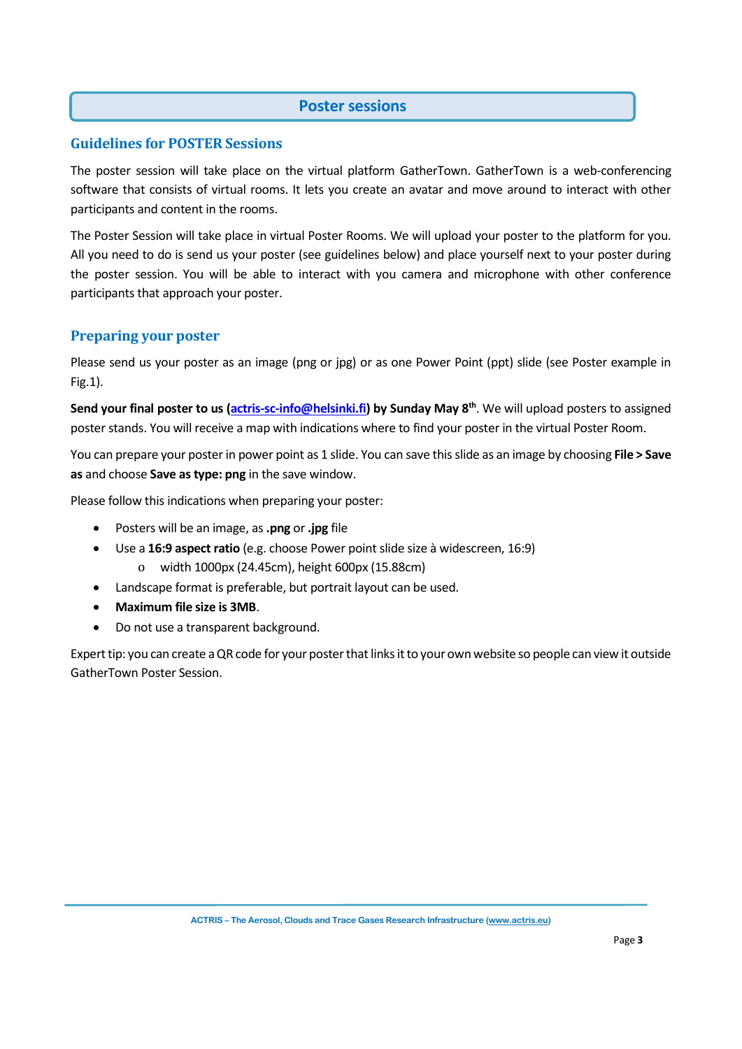# Poster sessions

## Guidelines for POSTER Sessions

The poster session will take place on the virtual platform GatherTown. GatherTown is a web-conferencing software that consists of virtual rooms. It lets you create an avatar and move around to interact with other participants and content in the rooms.

The Poster Session will take place in virtual Poster Rooms. We will upload your poster to the platform for you. All you need to do is send us your poster (see guidelines below) and place yourself next to your poster during the poster session. You will be able to interact with you camera and microphone with other conference participants that approach your poster.

## Preparing your poster

Please send us your poster as an image (png or jpg) or as one Power Point (ppt) slide (see Poster example in Fig.1).

**Send your final poster to us (actris-sc-info@helsinki.fi) by Sunday May 8th**. We will upload posters to assigned poster stands. You will receive a map with indications where to find your poster in the virtual Poster Room.

You can prepare your poster in power point as 1 slide. You can save this slide as an image by choosing **File > Save as** and choose **Save as type: png** in the save window.

Please follow this indications when preparing your poster:

- Posters will be an image, as **.png** or **.jpg** file
- Use a **16:9 aspect ratio** (e.g. choose Power point slide size à widescreen, 16:9)
    - width 1000px (24.45cm), height 600px (15.88cm)
- Landscape format is preferable, but portrait layout can be used.
- **Maximum file size is 3MB**.
- Do not use a transparent background.

Expert tip: you can create a QR code for your poster that links it to your own website so people can view it outside GatherTown Poster Session.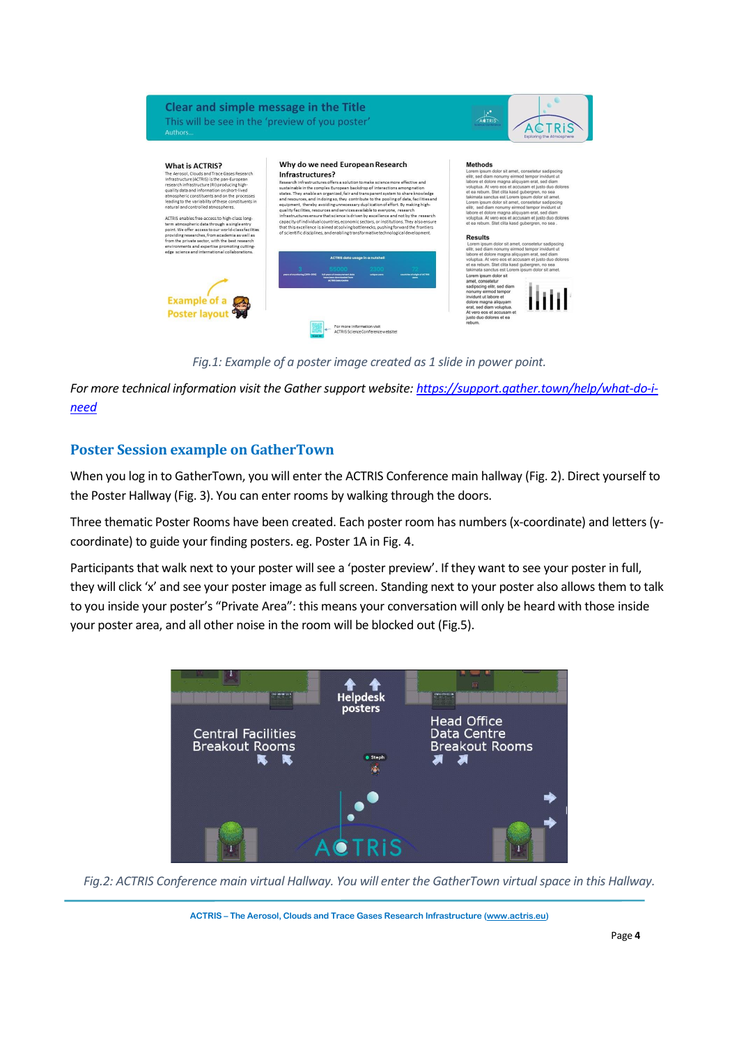*Fig.1: Example of a poster image created as 1 slide in power point.*

*For more technical information visit the Gather support website:* [*https://support.gather.town/help/what-do-i-need*](https://support.gather.town/help/what-do-i-need)

## Poster Session example on GatherTown

When you log in to GatherTown, you will enter the ACTRIS Conference main hallway (Fig. 2). Direct yourself to the Poster Hallway (Fig. 3). You can enter rooms by walking through the doors.

Three thematic Poster Rooms have been created. Each poster room has numbers (x-coordinate) and letters (y-coordinate) to guide your finding posters. eg. Poster 1A in Fig. 4.

Participants that walk next to your poster will see a 'poster preview'. If they want to see your poster in full, they will click 'x' and see your poster image as full screen. Standing next to your poster also allows them to talk to you inside your poster's "Private Area": this means your conversation will only be heard with those inside your poster area, and all other noise in the room will be blocked out (Fig.5).

*Fig.2: ACTRIS Conference main virtual Hallway. You will enter the GatherTown virtual space in this Hallway.*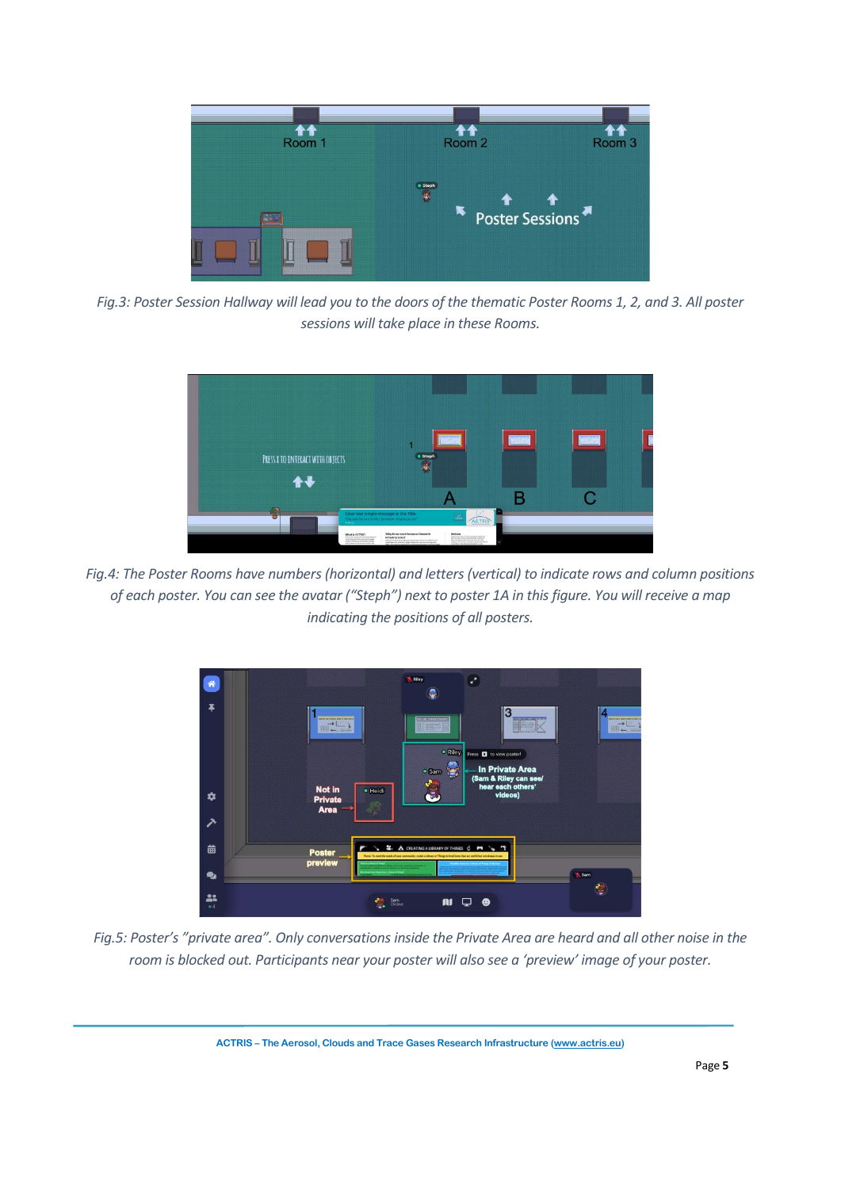*Fig.3: Poster Session Hallway will lead you to the doors of the thematic Poster Rooms 1, 2, and 3. All poster sessions will take place in these Rooms.*

*Fig.4: The Poster Rooms have numbers (horizontal) and letters (vertical) to indicate rows and column positions of each poster. You can see the avatar ("Steph") next to poster 1A in this figure. You will receive a map indicating the positions of all posters.*

*Fig.5: Poster's "private area". Only conversations inside the Private Area are heard and all other noise in the room is blocked out. Participants near your poster will also see a 'preview' image of your poster.*